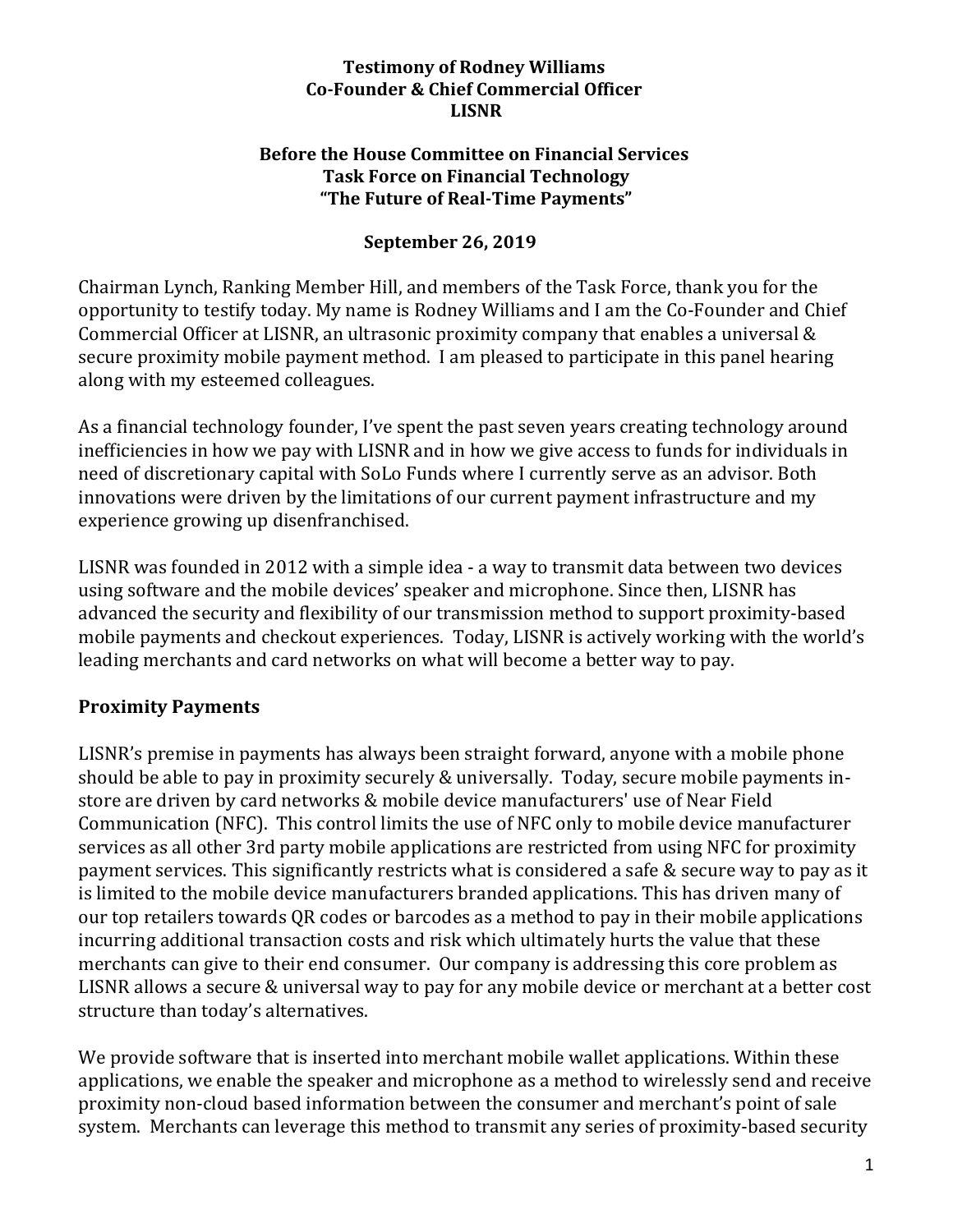**Testimony of Rodney Williams**
**Co-Founder & Chief Commercial Officer**
**LISNR**

**Before the House Committee on Financial Services**
**Task Force on Financial Technology**
**"The Future of Real-Time Payments"**

**September 26, 2019**

Chairman Lynch, Ranking Member Hill, and members of the Task Force, thank you for the opportunity to testify today. My name is Rodney Williams and I am the Co-Founder and Chief Commercial Officer at LISNR, an ultrasonic proximity company that enables a universal & secure proximity mobile payment method. I am pleased to participate in this panel hearing along with my esteemed colleagues.

As a financial technology founder, I've spent the past seven years creating technology around inefficiencies in how we pay with LISNR and in how we give access to funds for individuals in need of discretionary capital with SoLo Funds where I currently serve as an advisor. Both innovations were driven by the limitations of our current payment infrastructure and my experience growing up disenfranchised.

LISNR was founded in 2012 with a simple idea - a way to transmit data between two devices using software and the mobile devices' speaker and microphone. Since then, LISNR has advanced the security and flexibility of our transmission method to support proximity-based mobile payments and checkout experiences. Today, LISNR is actively working with the world's leading merchants and card networks on what will become a better way to pay.

## Proximity Payments

LISNR's premise in payments has always been straight forward, anyone with a mobile phone should be able to pay in proximity securely & universally. Today, secure mobile payments in-store are driven by card networks & mobile device manufacturers' use of Near Field Communication (NFC). This control limits the use of NFC only to mobile device manufacturer services as all other 3rd party mobile applications are restricted from using NFC for proximity payment services. This significantly restricts what is considered a safe & secure way to pay as it is limited to the mobile device manufacturers branded applications. This has driven many of our top retailers towards QR codes or barcodes as a method to pay in their mobile applications incurring additional transaction costs and risk which ultimately hurts the value that these merchants can give to their end consumer. Our company is addressing this core problem as LISNR allows a secure & universal way to pay for any mobile device or merchant at a better cost structure than today's alternatives.

We provide software that is inserted into merchant mobile wallet applications. Within these applications, we enable the speaker and microphone as a method to wirelessly send and receive proximity non-cloud based information between the consumer and merchant's point of sale system. Merchants can leverage this method to transmit any series of proximity-based security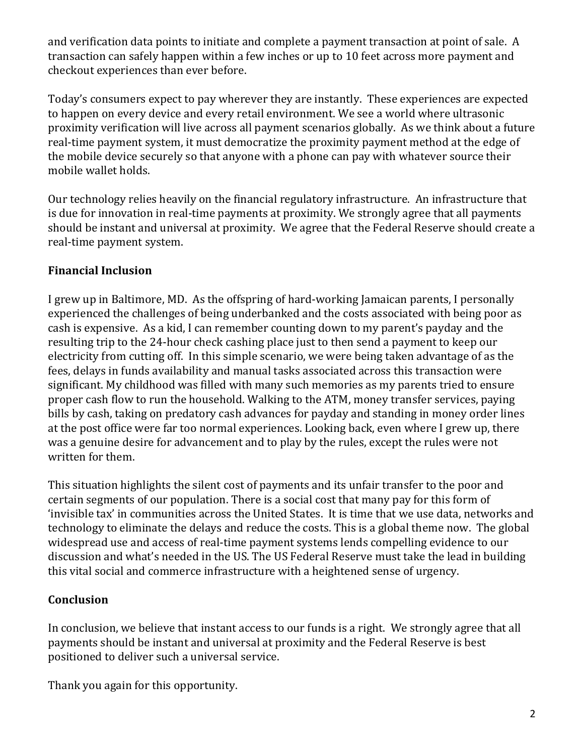and verification data points to initiate and complete a payment transaction at point of sale. A transaction can safely happen within a few inches or up to 10 feet across more payment and checkout experiences than ever before.

Today's consumers expect to pay wherever they are instantly. These experiences are expected to happen on every device and every retail environment. We see a world where ultrasonic proximity verification will live across all payment scenarios globally. As we think about a future real-time payment system, it must democratize the proximity payment method at the edge of the mobile device securely so that anyone with a phone can pay with whatever source their mobile wallet holds.

Our technology relies heavily on the financial regulatory infrastructure. An infrastructure that is due for innovation in real-time payments at proximity. We strongly agree that all payments should be instant and universal at proximity. We agree that the Federal Reserve should create a real-time payment system.

**Financial Inclusion**

I grew up in Baltimore, MD. As the offspring of hard-working Jamaican parents, I personally experienced the challenges of being underbanked and the costs associated with being poor as cash is expensive. As a kid, I can remember counting down to my parent's payday and the resulting trip to the 24-hour check cashing place just to then send a payment to keep our electricity from cutting off. In this simple scenario, we were being taken advantage of as the fees, delays in funds availability and manual tasks associated across this transaction were significant. My childhood was filled with many such memories as my parents tried to ensure proper cash flow to run the household. Walking to the ATM, money transfer services, paying bills by cash, taking on predatory cash advances for payday and standing in money order lines at the post office were far too normal experiences. Looking back, even where I grew up, there was a genuine desire for advancement and to play by the rules, except the rules were not written for them.

This situation highlights the silent cost of payments and its unfair transfer to the poor and certain segments of our population. There is a social cost that many pay for this form of 'invisible tax' in communities across the United States. It is time that we use data, networks and technology to eliminate the delays and reduce the costs. This is a global theme now. The global widespread use and access of real-time payment systems lends compelling evidence to our discussion and what's needed in the US. The US Federal Reserve must take the lead in building this vital social and commerce infrastructure with a heightened sense of urgency.

**Conclusion**

In conclusion, we believe that instant access to our funds is a right. We strongly agree that all payments should be instant and universal at proximity and the Federal Reserve is best positioned to deliver such a universal service.

Thank you again for this opportunity.